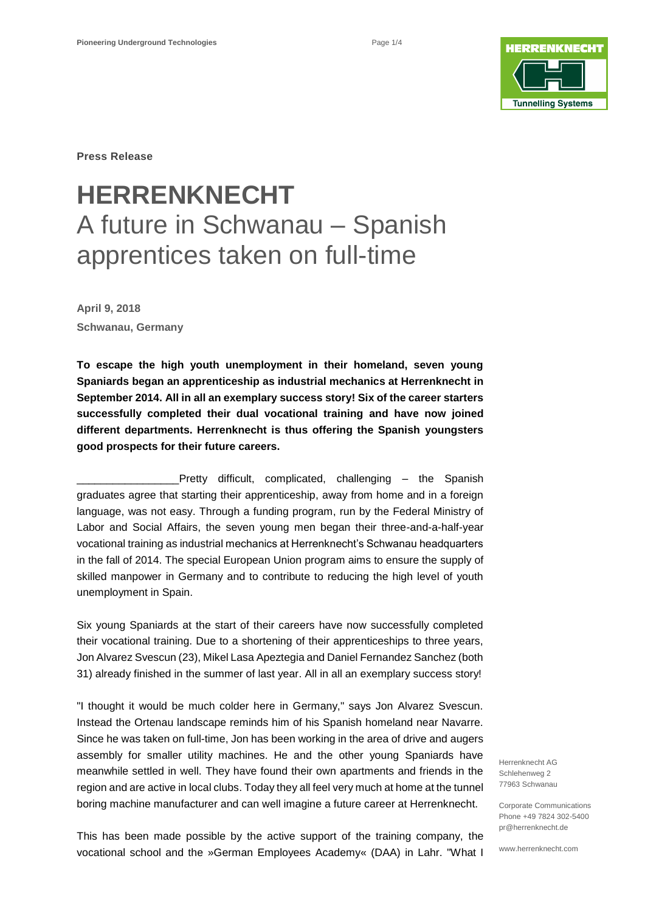Press Release

# HERRENKNECHT

## A future in Schwanau – Spanish apprentices taken on full-time

**April 9, 2018**
**Schwanau, Germany**

**To escape the high youth unemployment in their homeland, seven young Spaniards began an apprenticeship as industrial mechanics at Herrenknecht in September 2014. All in all an exemplary success story! Six of the career starters successfully completed their dual vocational training and have now joined different departments. Herrenknecht is thus offering the Spanish youngsters good prospects for their future careers.**

_________________Pretty difficult, complicated, challenging – the Spanish graduates agree that starting their apprenticeship, away from home and in a foreign language, was not easy. Through a funding program, run by the Federal Ministry of Labor and Social Affairs, the seven young men began their three-and-a-half-year vocational training as industrial mechanics at Herrenknecht's Schwanau headquarters in the fall of 2014. The special European Union program aims to ensure the supply of skilled manpower in Germany and to contribute to reducing the high level of youth unemployment in Spain.

Six young Spaniards at the start of their careers have now successfully completed their vocational training. Due to a shortening of their apprenticeships to three years, Jon Alvarez Svescun (23), Mikel Lasa Apeztegia and Daniel Fernandez Sanchez (both 31) already finished in the summer of last year. All in all an exemplary success story!

"I thought it would be much colder here in Germany," says Jon Alvarez Svescun. Instead the Ortenau landscape reminds him of his Spanish homeland near Navarre. Since he was taken on full-time, Jon has been working in the area of drive and augers assembly for smaller utility machines. He and the other young Spaniards have meanwhile settled in well. They have found their own apartments and friends in the region and are active in local clubs. Today they all feel very much at home at the tunnel boring machine manufacturer and can well imagine a future career at Herrenknecht.

This has been made possible by the active support of the training company, the vocational school and the »German Employees Academy« (DAA) in Lahr. "What I

Herrenknecht AG
Schlehenweg 2
77963 Schwanau

Corporate Communications
Phone +49 7824 302-5400
pr@herrenknecht.de

www.herrenknecht.com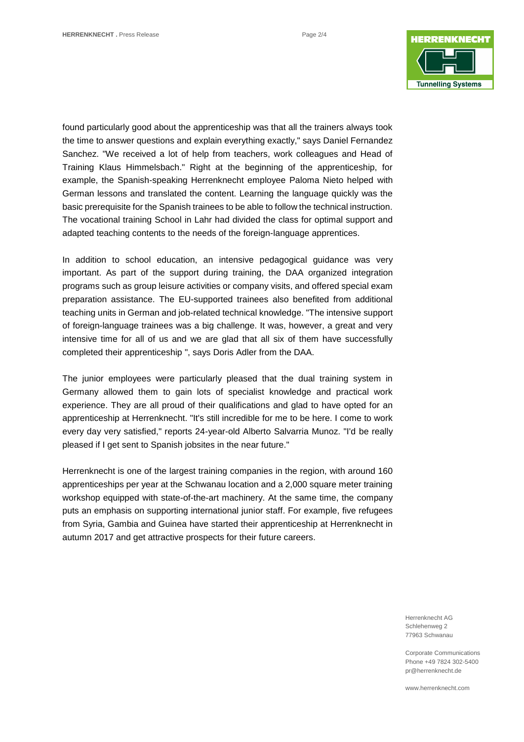found particularly good about the apprenticeship was that all the trainers always took the time to answer questions and explain everything exactly," says Daniel Fernandez Sanchez. "We received a lot of help from teachers, work colleagues and Head of Training Klaus Himmelsbach." Right at the beginning of the apprenticeship, for example, the Spanish-speaking Herrenknecht employee Paloma Nieto helped with German lessons and translated the content. Learning the language quickly was the basic prerequisite for the Spanish trainees to be able to follow the technical instruction. The vocational training School in Lahr had divided the class for optimal support and adapted teaching contents to the needs of the foreign-language apprentices.

In addition to school education, an intensive pedagogical guidance was very important. As part of the support during training, the DAA organized integration programs such as group leisure activities or company visits, and offered special exam preparation assistance. The EU-supported trainees also benefited from additional teaching units in German and job-related technical knowledge. "The intensive support of foreign-language trainees was a big challenge. It was, however, a great and very intensive time for all of us and we are glad that all six of them have successfully completed their apprenticeship ", says Doris Adler from the DAA.

The junior employees were particularly pleased that the dual training system in Germany allowed them to gain lots of specialist knowledge and practical work experience. They are all proud of their qualifications and glad to have opted for an apprenticeship at Herrenknecht. "It's still incredible for me to be here. I come to work every day very satisfied," reports 24-year-old Alberto Salvarria Munoz. "I'd be really pleased if I get sent to Spanish jobsites in the near future."

Herrenknecht is one of the largest training companies in the region, with around 160 apprenticeships per year at the Schwanau location and a 2,000 square meter training workshop equipped with state-of-the-art machinery. At the same time, the company puts an emphasis on supporting international junior staff. For example, five refugees from Syria, Gambia and Guinea have started their apprenticeship at Herrenknecht in autumn 2017 and get attractive prospects for their future careers.

Herrenknecht AG
Schlehenweg 2
77963 Schwanau

Corporate Communications
Phone +49 7824 302-5400
pr@herrenknecht.de

www.herrenknecht.com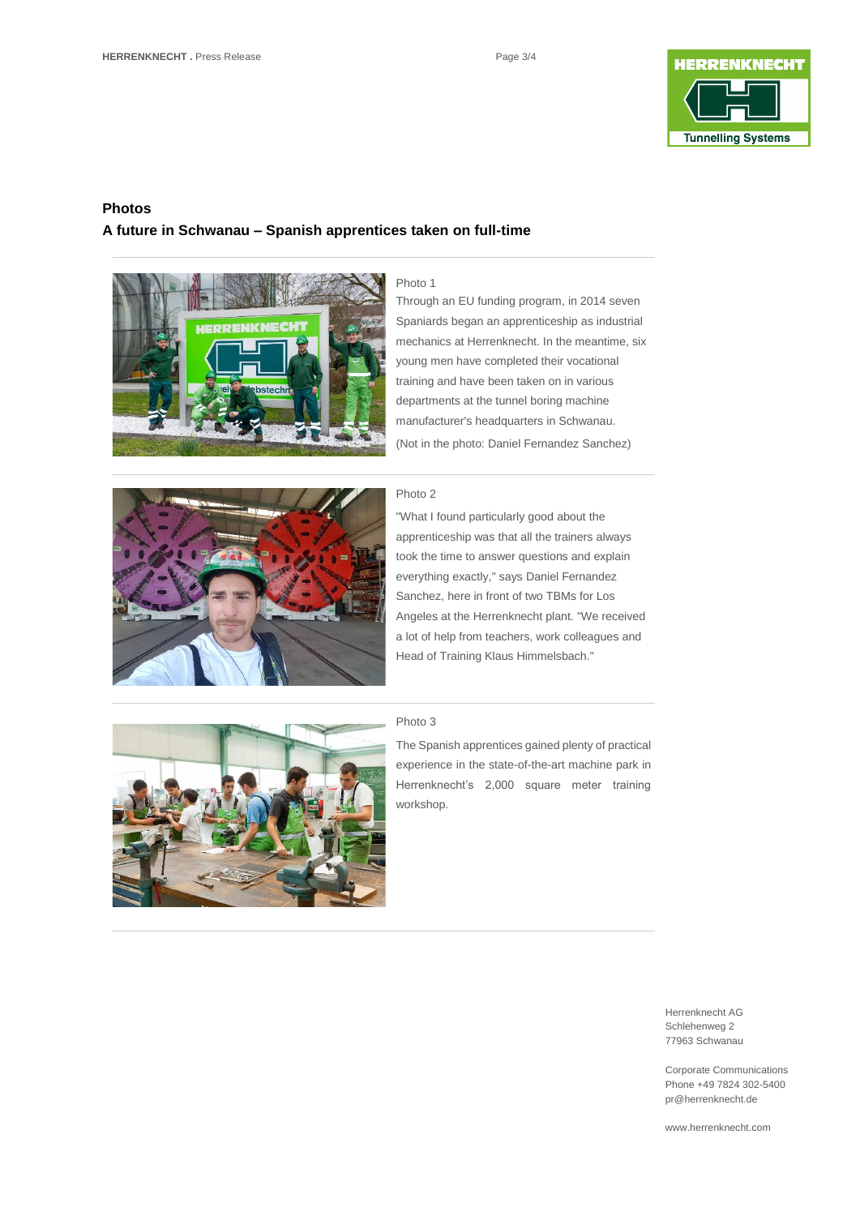## Photos

### A future in Schwanau – Spanish apprentices taken on full-time

Photo 1

Through an EU funding program, in 2014 seven Spaniards began an apprenticeship as industrial mechanics at Herrenknecht. In the meantime, six young men have completed their vocational training and have been taken on in various departments at the tunnel boring machine manufacturer's headquarters in Schwanau. (Not in the photo: Daniel Fernandez Sanchez)

Photo 2

"What I found particularly good about the apprenticeship was that all the trainers always took the time to answer questions and explain everything exactly," says Daniel Fernandez Sanchez, here in front of two TBMs for Los Angeles at the Herrenknecht plant. "We received a lot of help from teachers, work colleagues and Head of Training Klaus Himmelsbach."

Photo 3

The Spanish apprentices gained plenty of practical experience in the state-of-the-art machine park in Herrenknecht's 2,000 square meter training workshop.

Herrenknecht AG
Schlehenweg 2
77963 Schwanau

Corporate Communications
Phone +49 7824 302-5400
pr@herrenknecht.de

www.herrenknecht.com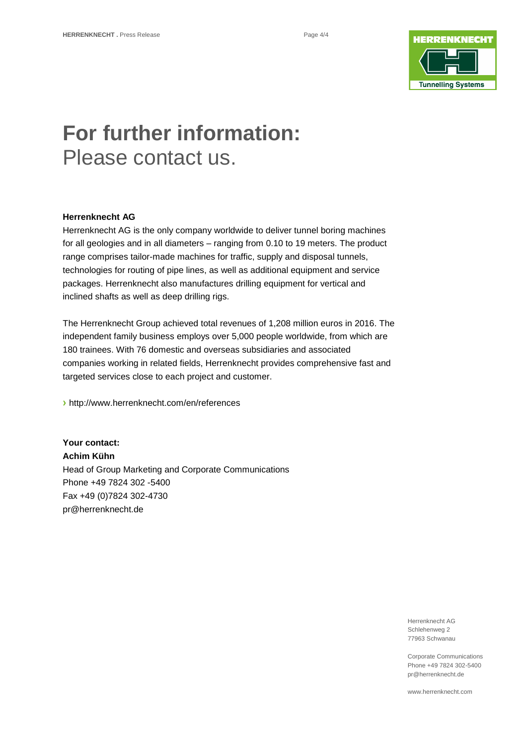# For further information:
Please contact us.

**Herrenknecht AG**

Herrenknecht AG is the only company worldwide to deliver tunnel boring machines for all geologies and in all diameters – ranging from 0.10 to 19 meters. The product range comprises tailor-made machines for traffic, supply and disposal tunnels, technologies for routing of pipe lines, as well as additional equipment and service packages. Herrenknecht also manufactures drilling equipment for vertical and inclined shafts as well as deep drilling rigs.

The Herrenknecht Group achieved total revenues of 1,208 million euros in 2016. The independent family business employs over 5,000 people worldwide, from which are 180 trainees. With 76 domestic and overseas subsidiaries and associated companies working in related fields, Herrenknecht provides comprehensive fast and targeted services close to each project and customer.

› http://www.herrenknecht.com/en/references

**Your contact:**
**Achim Kühn**
Head of Group Marketing and Corporate Communications
Phone +49 7824 302 -5400
Fax +49 (0)7824 302-4730
pr@herrenknecht.de

Herrenknecht AG
Schlehenweg 2
77963 Schwanau

Corporate Communications
Phone +49 7824 302-5400
pr@herrenknecht.de

www.herrenknecht.com